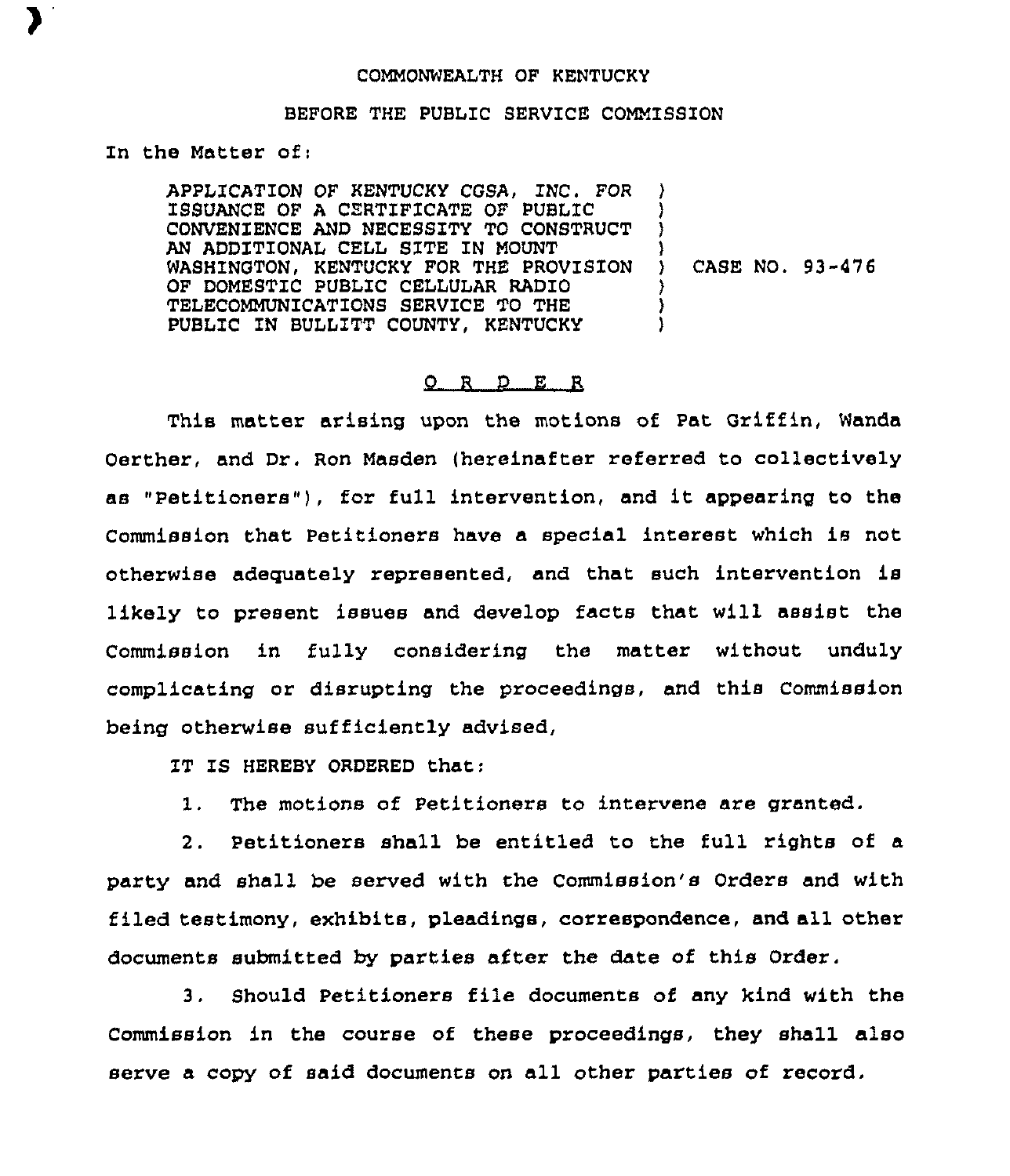COMMONWEALTH OF KENTUCKY

BEFORE THE PUBLIC SERVICE COMMISSION

In the Matter of:

APPLICATION OF KENTUCKY CGSA, INC. FOR ISSUANCE OF A CERTIFICATE OF PUBLIC CONVENIENCE AND NECESSITY TO CONSTRUCT AN ADDITIONAL CELL SITE IN MOUNT WASHINGTON, KENTUCKY FOR THE PROVISION OF DOMESTIC PUBLIC CELLULAR RADIO TELECOMMUNICATIONS SERVICE TO THE PUBLIC IN BULLITT COUNTY, KENTUCKY ) CASE NO. 93-476

O R D E R

This matter arising upon the motions of Pat Griffin, Wanda Oerther, and Dr. Ron Masden (hereinafter referred to collectively as "Petitioners"), for full intervention, and it appearing to the Commission that Petitioners have a special interest which is not otherwise adequately represented, and that such intervention is likely to present issues and develop facts that will assist the Commission in fully considering the matter without unduly complicating or disrupting the proceedings, and this Commission being otherwise sufficiently advised,

IT IS HEREBY ORDERED that:

1. The motions of Petitioners to intervene are granted.

2. Petitioners shall be entitled to the full rights of a party and shall be served with the Commission's Orders and with filed testimony, exhibits, pleadings, correspondence, and all other documents submitted by parties after the date of this Order.

3. Should Petitioners file documents of any kind with the Commission in the course of these proceedings, they shall also serve a copy of said documents on all other parties of record.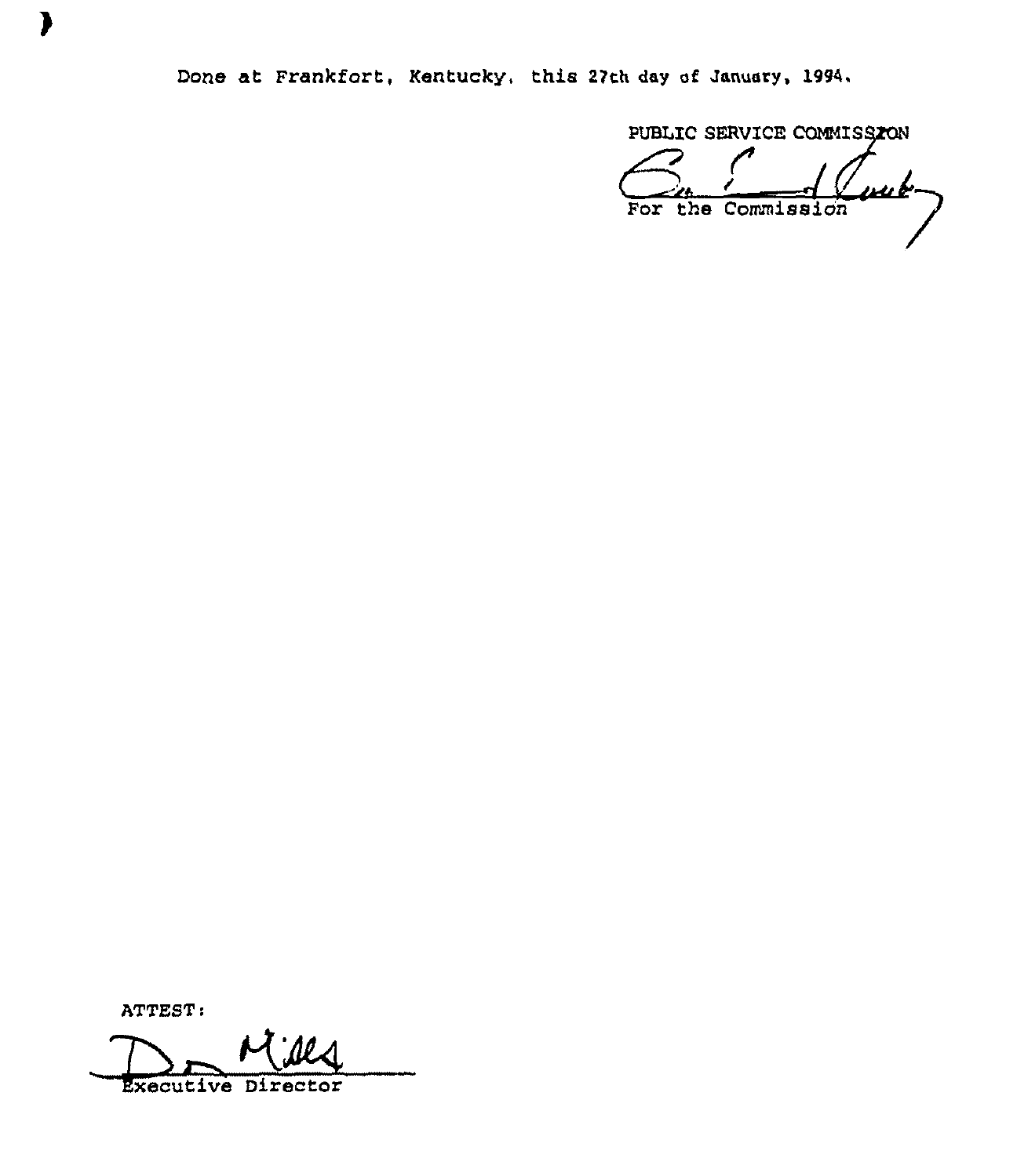Done at Frankfort, Kentucky, this 27th day of January, 1994.

PUBLIC SERVICE COMMISSION

For the Commission

ATTEST:

Executive Director